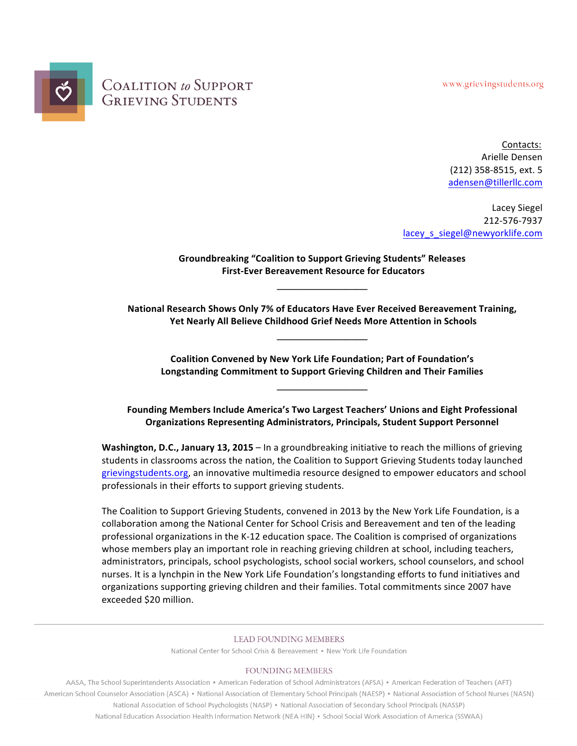Coalition to Support Grieving Students

www.grievingstudents.org

Contacts:
Arielle Densen
(212) 358-8515, ext. 5
adensen@tillerllc.com

Lacey Siegel
212-576-7937
lacey_s_siegel@newyorklife.com

**Groundbreaking "Coalition to Support Grieving Students" Releases First-Ever Bereavement Resource for Educators**

---

**National Research Shows Only 7% of Educators Have Ever Received Bereavement Training, Yet Nearly All Believe Childhood Grief Needs More Attention in Schools**

---

**Coalition Convened by New York Life Foundation; Part of Foundation's Longstanding Commitment to Support Grieving Children and Their Families**

---

**Founding Members Include America's Two Largest Teachers' Unions and Eight Professional Organizations Representing Administrators, Principals, Student Support Personnel**

**Washington, D.C., January 13, 2015** – In a groundbreaking initiative to reach the millions of grieving students in classrooms across the nation, the Coalition to Support Grieving Students today launched grievingstudents.org, an innovative multimedia resource designed to empower educators and school professionals in their efforts to support grieving students.

The Coalition to Support Grieving Students, convened in 2013 by the New York Life Foundation, is a collaboration among the National Center for School Crisis and Bereavement and ten of the leading professional organizations in the K-12 education space. The Coalition is comprised of organizations whose members play an important role in reaching grieving children at school, including teachers, administrators, principals, school psychologists, school social workers, school counselors, and school nurses. It is a lynchpin in the New York Life Foundation's longstanding efforts to fund initiatives and organizations supporting grieving children and their families. Total commitments since 2007 have exceeded $20 million.

LEAD FOUNDING MEMBERS

National Center for School Crisis & Bereavement • New York Life Foundation

FOUNDING MEMBERS

AASA, The School Superintendents Association • American Federation of School Administrators (AFSA) • American Federation of Teachers (AFT)
American School Counselor Association (ASCA) • National Association of Elementary School Principals (NAESP) • National Association of School Nurses (NASN)
National Association of School Psychologists (NASP) • National Association of Secondary School Principals (NASSP)
National Education Association Health Information Network (NEA HIN) • School Social Work Association of America (SSWAA)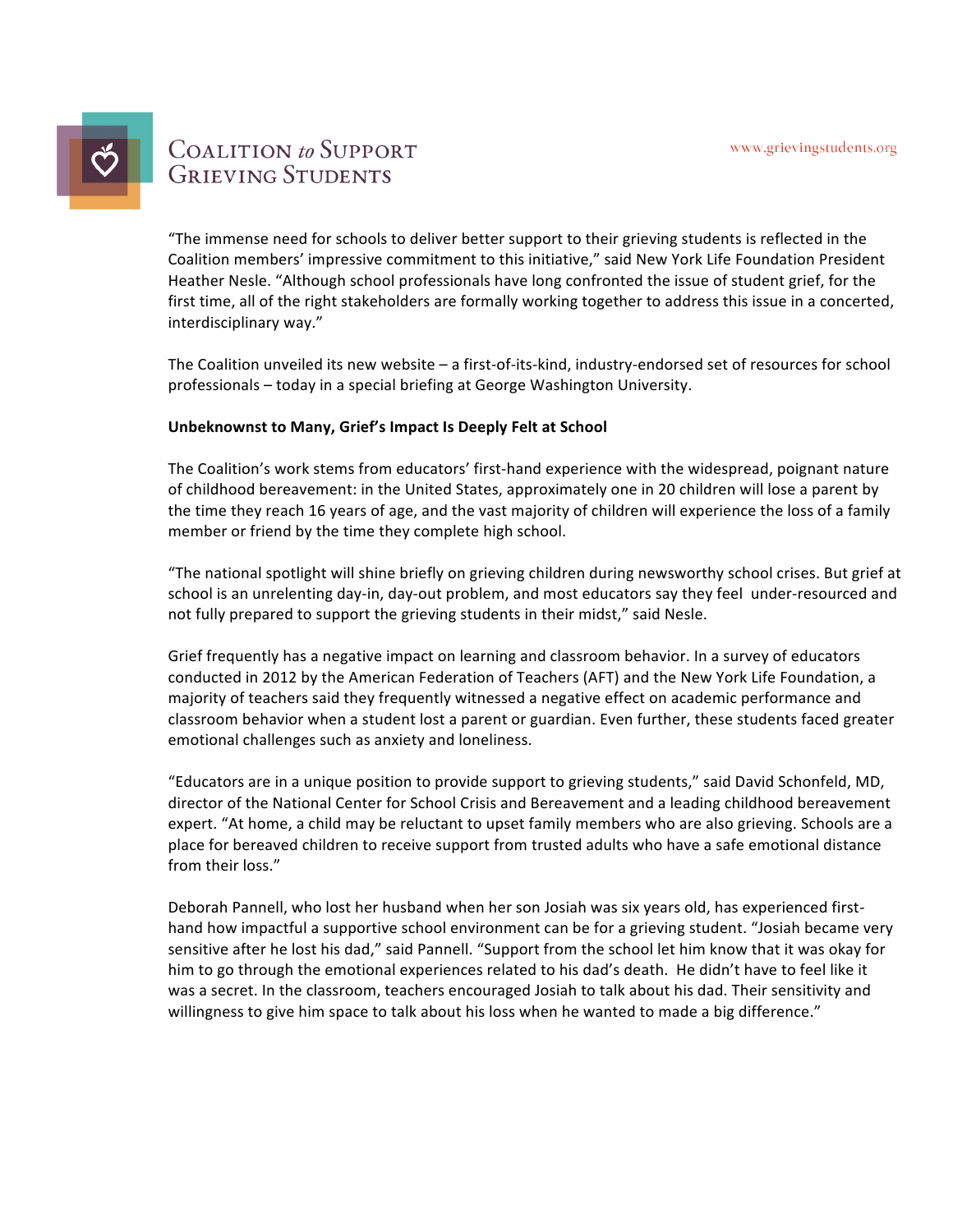"The immense need for schools to deliver better support to their grieving students is reflected in the Coalition members' impressive commitment to this initiative," said New York Life Foundation President Heather Nesle. "Although school professionals have long confronted the issue of student grief, for the first time, all of the right stakeholders are formally working together to address this issue in a concerted, interdisciplinary way."

The Coalition unveiled its new website – a first-of-its-kind, industry-endorsed set of resources for school professionals – today in a special briefing at George Washington University.

**Unbeknownst to Many, Grief's Impact Is Deeply Felt at School**

The Coalition's work stems from educators' first-hand experience with the widespread, poignant nature of childhood bereavement: in the United States, approximately one in 20 children will lose a parent by the time they reach 16 years of age, and the vast majority of children will experience the loss of a family member or friend by the time they complete high school.

"The national spotlight will shine briefly on grieving children during newsworthy school crises. But grief at school is an unrelenting day-in, day-out problem, and most educators say they feel under-resourced and not fully prepared to support the grieving students in their midst," said Nesle.

Grief frequently has a negative impact on learning and classroom behavior. In a survey of educators conducted in 2012 by the American Federation of Teachers (AFT) and the New York Life Foundation, a majority of teachers said they frequently witnessed a negative effect on academic performance and classroom behavior when a student lost a parent or guardian. Even further, these students faced greater emotional challenges such as anxiety and loneliness.

"Educators are in a unique position to provide support to grieving students," said David Schonfeld, MD, director of the National Center for School Crisis and Bereavement and a leading childhood bereavement expert. "At home, a child may be reluctant to upset family members who are also grieving. Schools are a place for bereaved children to receive support from trusted adults who have a safe emotional distance from their loss."

Deborah Pannell, who lost her husband when her son Josiah was six years old, has experienced first-hand how impactful a supportive school environment can be for a grieving student. "Josiah became very sensitive after he lost his dad," said Pannell. "Support from the school let him know that it was okay for him to go through the emotional experiences related to his dad's death. He didn't have to feel like it was a secret. In the classroom, teachers encouraged Josiah to talk about his dad. Their sensitivity and willingness to give him space to talk about his loss when he wanted to made a big difference."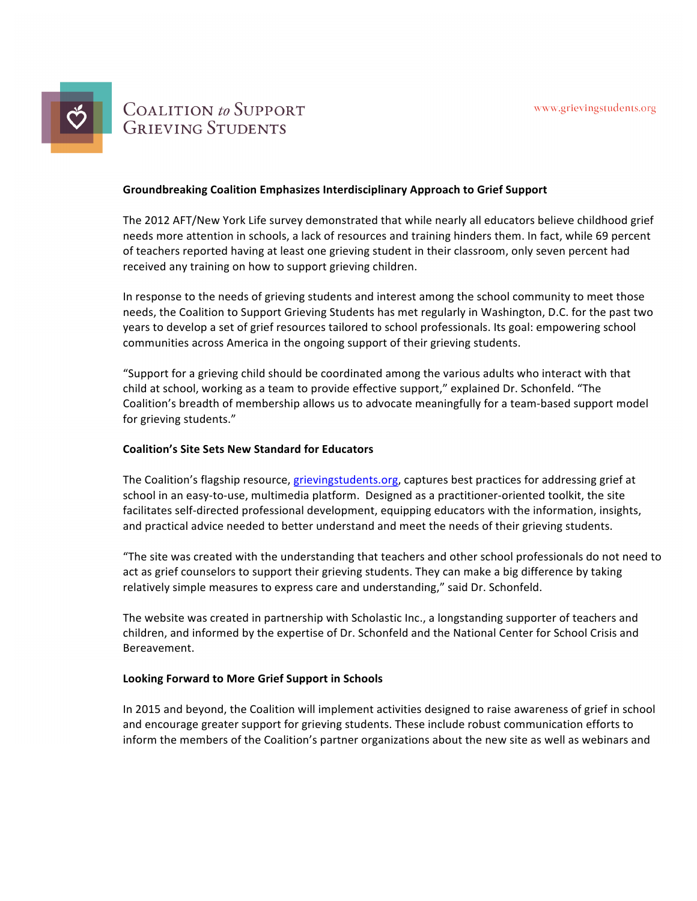**Groundbreaking Coalition Emphasizes Interdisciplinary Approach to Grief Support**

The 2012 AFT/New York Life survey demonstrated that while nearly all educators believe childhood grief needs more attention in schools, a lack of resources and training hinders them. In fact, while 69 percent of teachers reported having at least one grieving student in their classroom, only seven percent had received any training on how to support grieving children.

In response to the needs of grieving students and interest among the school community to meet those needs, the Coalition to Support Grieving Students has met regularly in Washington, D.C. for the past two years to develop a set of grief resources tailored to school professionals. Its goal: empowering school communities across America in the ongoing support of their grieving students.

"Support for a grieving child should be coordinated among the various adults who interact with that child at school, working as a team to provide effective support," explained Dr. Schonfeld. "The Coalition's breadth of membership allows us to advocate meaningfully for a team-based support model for grieving students."

**Coalition's Site Sets New Standard for Educators**

The Coalition's flagship resource, [grievingstudents.org](http://grievingstudents.org), captures best practices for addressing grief at school in an easy-to-use, multimedia platform. Designed as a practitioner-oriented toolkit, the site facilitates self-directed professional development, equipping educators with the information, insights, and practical advice needed to better understand and meet the needs of their grieving students.

"The site was created with the understanding that teachers and other school professionals do not need to act as grief counselors to support their grieving students. They can make a big difference by taking relatively simple measures to express care and understanding," said Dr. Schonfeld.

The website was created in partnership with Scholastic Inc., a longstanding supporter of teachers and children, and informed by the expertise of Dr. Schonfeld and the National Center for School Crisis and Bereavement.

**Looking Forward to More Grief Support in Schools**

In 2015 and beyond, the Coalition will implement activities designed to raise awareness of grief in school and encourage greater support for grieving students. These include robust communication efforts to inform the members of the Coalition's partner organizations about the new site as well as webinars and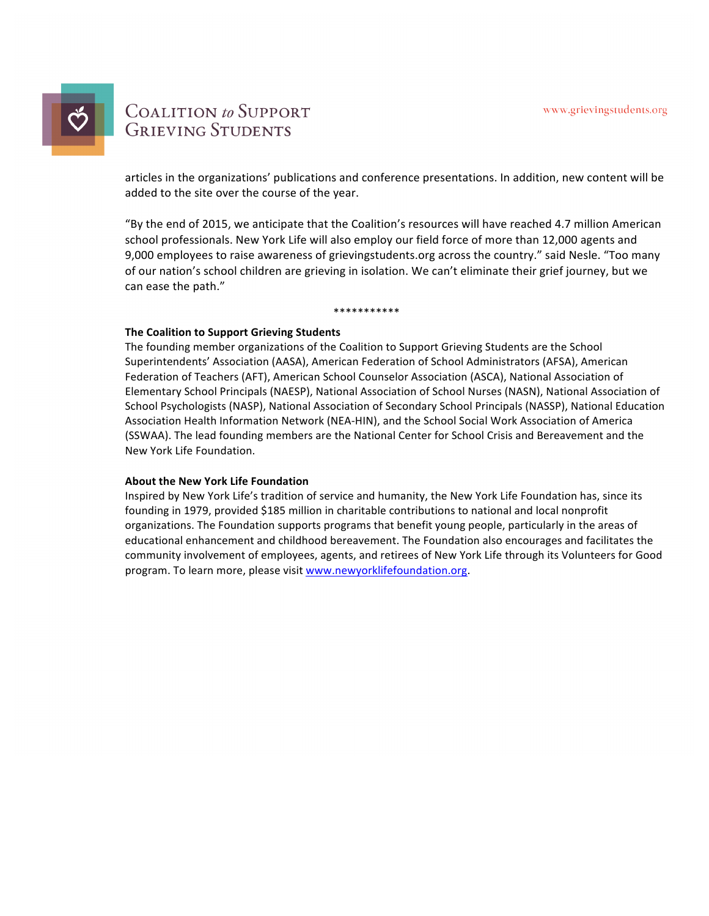articles in the organizations' publications and conference presentations. In addition, new content will be added to the site over the course of the year.

"By the end of 2015, we anticipate that the Coalition's resources will have reached 4.7 million American school professionals. New York Life will also employ our field force of more than 12,000 agents and 9,000 employees to raise awareness of grievingstudents.org across the country." said Nesle. "Too many of our nation's school children are grieving in isolation. We can't eliminate their grief journey, but we can ease the path."

***********

**The Coalition to Support Grieving Students**

The founding member organizations of the Coalition to Support Grieving Students are the School Superintendents' Association (AASA), American Federation of School Administrators (AFSA), American Federation of Teachers (AFT), American School Counselor Association (ASCA), National Association of Elementary School Principals (NAESP), National Association of School Nurses (NASN), National Association of School Psychologists (NASP), National Association of Secondary School Principals (NASSP), National Education Association Health Information Network (NEA-HIN), and the School Social Work Association of America (SSWAA). The lead founding members are the National Center for School Crisis and Bereavement and the New York Life Foundation.

**About the New York Life Foundation**

Inspired by New York Life's tradition of service and humanity, the New York Life Foundation has, since its founding in 1979, provided $185 million in charitable contributions to national and local nonprofit organizations. The Foundation supports programs that benefit young people, particularly in the areas of educational enhancement and childhood bereavement. The Foundation also encourages and facilitates the community involvement of employees, agents, and retirees of New York Life through its Volunteers for Good program. To learn more, please visit www.newyorklifefoundation.org.